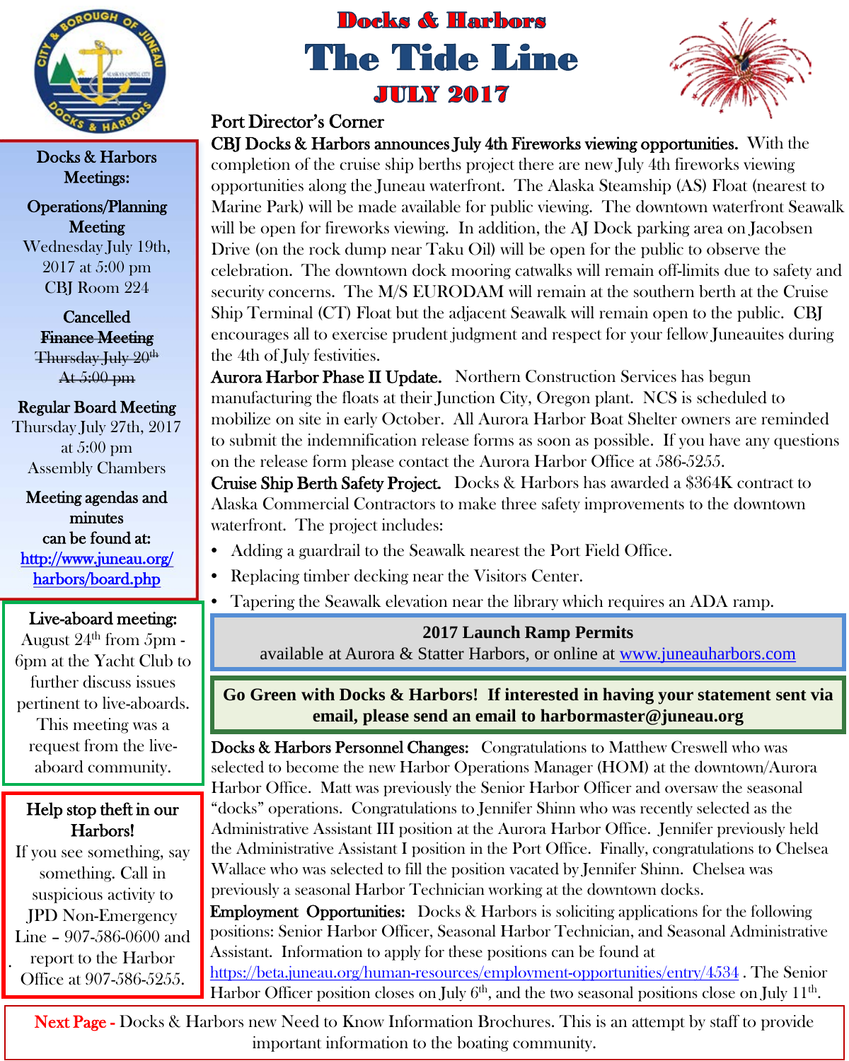# Docks & Harbors

# The Tide Line

## JULY 2017

**Docks & Harbors Meetings:**

**Operations/Planning Meeting**
Wednesday July 19th, 2017 at 5:00 pm
CBJ Room 224

**Cancelled**
~~**Finance Meeting**~~
~~Thursday July 20th~~
~~At 5:00 pm~~

**Regular Board Meeting**
Thursday July 27th, 2017 at 5:00 pm
Assembly Chambers

**Meeting agendas and minutes can be found at:**
http://www.juneau.org/harbors/board.php

**Live-aboard meeting:** August 24th from 5pm - 6pm at the Yacht Club to further discuss issues pertinent to live-aboards. This meeting was a request from the live-aboard community.

**Help stop theft in our Harbors!**
If you see something, say something. Call in suspicious activity to JPD Non-Emergency Line – 907-586-0600 and report to the Harbor Office at 907-586-5255.

## Port Director's Corner

**CBJ Docks & Harbors announces July 4th Fireworks viewing opportunities.** With the completion of the cruise ship berths project there are new July 4th fireworks viewing opportunities along the Juneau waterfront. The Alaska Steamship (AS) Float (nearest to Marine Park) will be made available for public viewing. The downtown waterfront Seawalk will be open for fireworks viewing. In addition, the AJ Dock parking area on Jacobsen Drive (on the rock dump near Taku Oil) will be open for the public to observe the celebration. The downtown dock mooring catwalks will remain off-limits due to safety and security concerns. The M/S EURODAM will remain at the southern berth at the Cruise Ship Terminal (CT) Float but the adjacent Seawalk will remain open to the public. CBJ encourages all to exercise prudent judgment and respect for your fellow Juneauites during the 4th of July festivities.

**Aurora Harbor Phase II Update.** Northern Construction Services has begun manufacturing the floats at their Junction City, Oregon plant. NCS is scheduled to mobilize on site in early October. All Aurora Harbor Boat Shelter owners are reminded to submit the indemnification release forms as soon as possible. If you have any questions on the release form please contact the Aurora Harbor Office at 586-5255.

**Cruise Ship Berth Safety Project.** Docks & Harbors has awarded a $364K contract to Alaska Commercial Contractors to make three safety improvements to the downtown waterfront. The project includes:

- Adding a guardrail to the Seawalk nearest the Port Field Office.
- Replacing timber decking near the Visitors Center.
- Tapering the Seawalk elevation near the library which requires an ADA ramp.

**2017 Launch Ramp Permits**
available at Aurora & Statter Harbors, or online at www.juneauharbors.com

**Go Green with Docks & Harbors! If interested in having your statement sent via email, please send an email to harbormaster@juneau.org**

**Docks & Harbors Personnel Changes:** Congratulations to Matthew Creswell who was selected to become the new Harbor Operations Manager (HOM) at the downtown/Aurora Harbor Office. Matt was previously the Senior Harbor Officer and oversaw the seasonal "docks" operations. Congratulations to Jennifer Shinn who was recently selected as the Administrative Assistant III position at the Aurora Harbor Office. Jennifer previously held the Administrative Assistant I position in the Port Office. Finally, congratulations to Chelsea Wallace who was selected to fill the position vacated by Jennifer Shinn. Chelsea was previously a seasonal Harbor Technician working at the downtown docks.

**Employment Opportunities:** Docks & Harbors is soliciting applications for the following positions: Senior Harbor Officer, Seasonal Harbor Technician, and Seasonal Administrative Assistant. Information to apply for these positions can be found at https://beta.juneau.org/human-resources/employment-opportunities/entry/4534 . The Senior Harbor Officer position closes on July 6th, and the two seasonal positions close on July 11th.

**Next Page -** Docks & Harbors new Need to Know Information Brochures. This is an attempt by staff to provide important information to the boating community.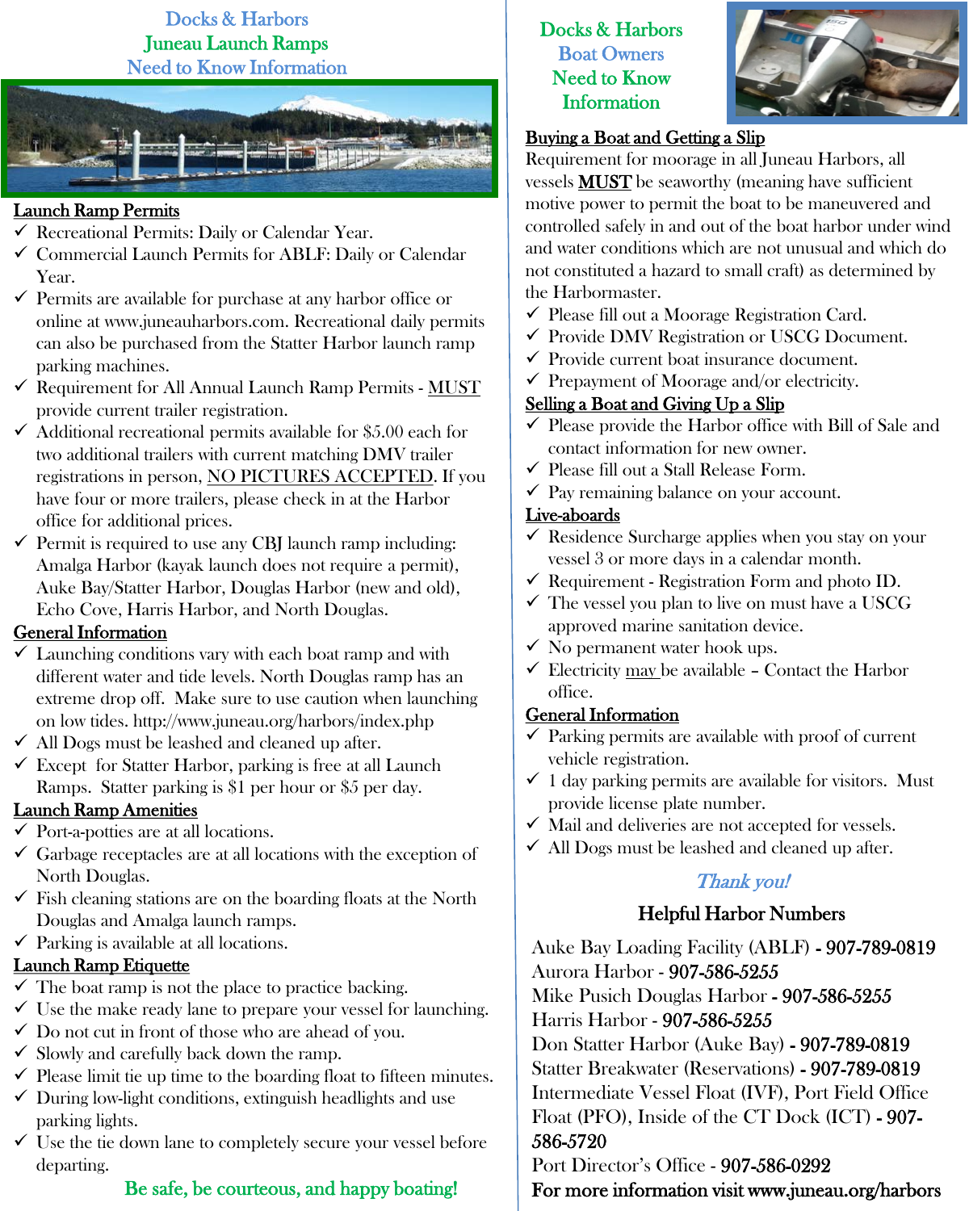# Docks & Harbors
# Juneau Launch Ramps
# Need to Know Information

**Launch Ramp Permits**

- ✓ Recreational Permits: Daily or Calendar Year.
- ✓ Commercial Launch Permits for ABLF: Daily or Calendar Year.
- ✓ Permits are available for purchase at any harbor office or online at www.juneauharbors.com. Recreational daily permits can also be purchased from the Statter Harbor launch ramp parking machines.
- ✓ Requirement for All Annual Launch Ramp Permits - MUST provide current trailer registration.
- ✓ Additional recreational permits available for $5.00 each for two additional trailers with current matching DMV trailer registrations in person, NO PICTURES ACCEPTED. If you have four or more trailers, please check in at the Harbor office for additional prices.
- ✓ Permit is required to use any CBJ launch ramp including: Amalga Harbor (kayak launch does not require a permit), Auke Bay/Statter Harbor, Douglas Harbor (new and old), Echo Cove, Harris Harbor, and North Douglas.

**General Information**

- ✓ Launching conditions vary with each boat ramp and with different water and tide levels. North Douglas ramp has an extreme drop off. Make sure to use caution when launching on low tides. http://www.juneau.org/harbors/index.php
- ✓ All Dogs must be leashed and cleaned up after.
- ✓ Except for Statter Harbor, parking is free at all Launch Ramps. Statter parking is $1 per hour or $5 per day.

**Launch Ramp Amenities**

- ✓ Port-a-potties are at all locations.
- ✓ Garbage receptacles are at all locations with the exception of North Douglas.
- ✓ Fish cleaning stations are on the boarding floats at the North Douglas and Amalga launch ramps.
- ✓ Parking is available at all locations.

**Launch Ramp Etiquette**

- ✓ The boat ramp is not the place to practice backing.
- ✓ Use the make ready lane to prepare your vessel for launching.
- ✓ Do not cut in front of those who are ahead of you.
- ✓ Slowly and carefully back down the ramp.
- ✓ Please limit tie up time to the boarding float to fifteen minutes.
- ✓ During low-light conditions, extinguish headlights and use parking lights.
- ✓ Use the tie down lane to completely secure your vessel before departing.

**Be safe, be courteous, and happy boating!**

# Docks & Harbors
# Boat Owners
# Need to Know Information

**Buying a Boat and Getting a Slip**

Requirement for moorage in all Juneau Harbors, all vessels **MUST** be seaworthy (meaning have sufficient motive power to permit the boat to be maneuvered and controlled safely in and out of the boat harbor under wind and water conditions which are not unusual and which do not constituted a hazard to small craft) as determined by the Harbormaster.

- ✓ Please fill out a Moorage Registration Card.
- ✓ Provide DMV Registration or USCG Document.
- ✓ Provide current boat insurance document.
- ✓ Prepayment of Moorage and/or electricity.

**Selling a Boat and Giving Up a Slip**

- ✓ Please provide the Harbor office with Bill of Sale and contact information for new owner.
- ✓ Please fill out a Stall Release Form.
- ✓ Pay remaining balance on your account.

**Live-aboards**

- ✓ Residence Surcharge applies when you stay on your vessel 3 or more days in a calendar month.
- ✓ Requirement - Registration Form and photo ID.
- ✓ The vessel you plan to live on must have a USCG approved marine sanitation device.
- ✓ No permanent water hook ups.
- ✓ Electricity may be available – Contact the Harbor office.

**General Information**

- ✓ Parking permits are available with proof of current vehicle registration.
- ✓ 1 day parking permits are available for visitors. Must provide license plate number.
- ✓ Mail and deliveries are not accepted for vessels.
- ✓ All Dogs must be leashed and cleaned up after.

*Thank you!*

**Helpful Harbor Numbers**

Auke Bay Loading Facility (ABLF) - 907-789-0819
Aurora Harbor - 907-586-5255
Mike Pusich Douglas Harbor - 907-586-5255
Harris Harbor - 907-586-5255
Don Statter Harbor (Auke Bay) - 907-789-0819
Statter Breakwater (Reservations) - 907-789-0819
Intermediate Vessel Float (IVF), Port Field Office Float (PFO), Inside of the CT Dock (ICT) - 907-586-5720
Port Director's Office - 907-586-0292
**For more information visit www.juneau.org/harbors**